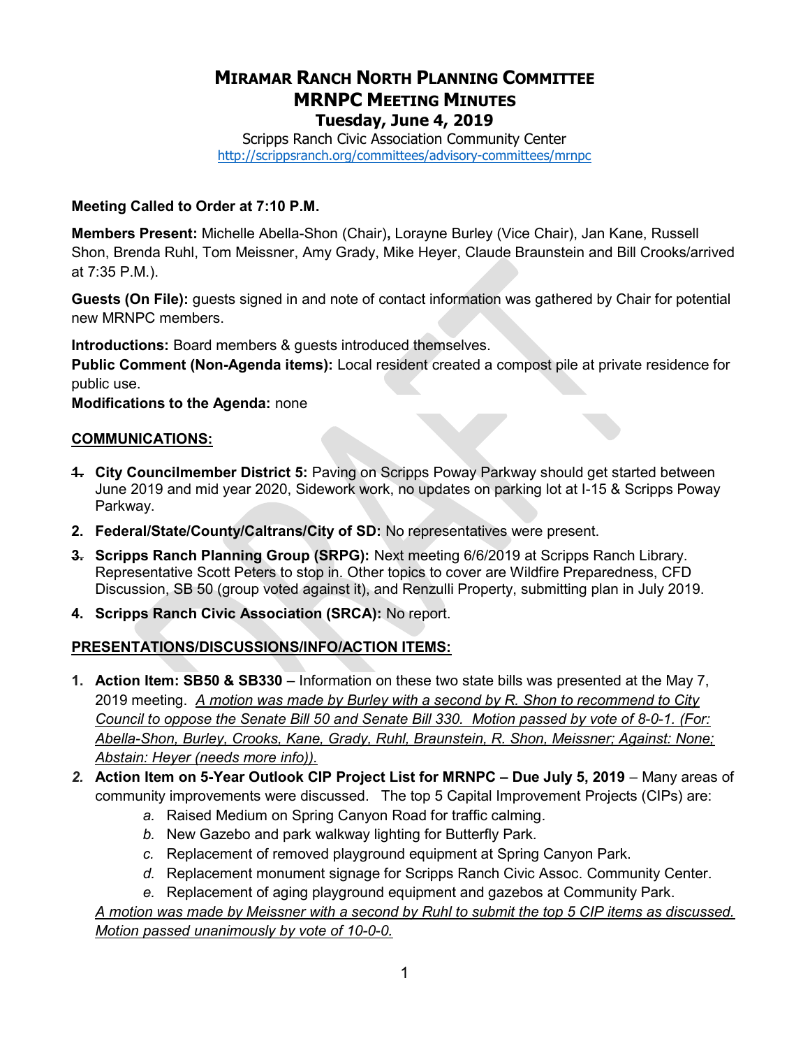# MIRAMAR RANCH NORTH PLANNING COMMITTEE
# MRNPC MEETING MINUTES
## Tuesday, June 4, 2019

Scripps Ranch Civic Association Community Center
http://scrippsranch.org/committees/advisory-committees/mrnpc

**Meeting Called to Order at 7:10 P.M.**

**Members Present:** Michelle Abella-Shon (Chair)**,** Lorayne Burley (Vice Chair), Jan Kane, Russell Shon, Brenda Ruhl, Tom Meissner, Amy Grady, Mike Heyer, Claude Braunstein and Bill Crooks/arrived at 7:35 P.M.).

**Guests (On File):** guests signed in and note of contact information was gathered by Chair for potential new MRNPC members.

**Introductions:** Board members & guests introduced themselves.

**Public Comment (Non-Agenda items):** Local resident created a compost pile at private residence for public use.

**Modifications to the Agenda:** none

**COMMUNICATIONS:**

1. **City Councilmember District 5:** Paving on Scripps Poway Parkway should get started between June 2019 and mid year 2020, Sidework work, no updates on parking lot at I-15 & Scripps Poway Parkway.
2. **Federal/State/County/Caltrans/City of SD:** No representatives were present.
3. **Scripps Ranch Planning Group (SRPG):** Next meeting 6/6/2019 at Scripps Ranch Library. Representative Scott Peters to stop in. Other topics to cover are Wildfire Preparedness, CFD Discussion, SB 50 (group voted against it), and Renzulli Property, submitting plan in July 2019.
4. **Scripps Ranch Civic Association (SRCA):** No report.

**PRESENTATIONS/DISCUSSIONS/INFO/ACTION ITEMS:**

1. **Action Item: SB50 & SB330** – Information on these two state bills was presented at the May 7, 2019 meeting. *A motion was made by Burley with a second by R. Shon to recommend to City Council to oppose the Senate Bill 50 and Senate Bill 330. Motion passed by vote of 8-0-1. (For: Abella-Shon, Burley, Crooks, Kane, Grady, Ruhl, Braunstein, R. Shon, Meissner; Against: None; Abstain: Heyer (needs more info)).*
2. **Action Item on 5-Year Outlook CIP Project List for MRNPC – Due July 5, 2019** – Many areas of community improvements were discussed. The top 5 Capital Improvement Projects (CIPs) are:
   a. Raised Medium on Spring Canyon Road for traffic calming.
   b. New Gazebo and park walkway lighting for Butterfly Park.
   c. Replacement of removed playground equipment at Spring Canyon Park.
   d. Replacement monument signage for Scripps Ranch Civic Assoc. Community Center.
   e. Replacement of aging playground equipment and gazebos at Community Park.

   *A motion was made by Meissner with a second by Ruhl to submit the top 5 CIP items as discussed. Motion passed unanimously by vote of 10-0-0.*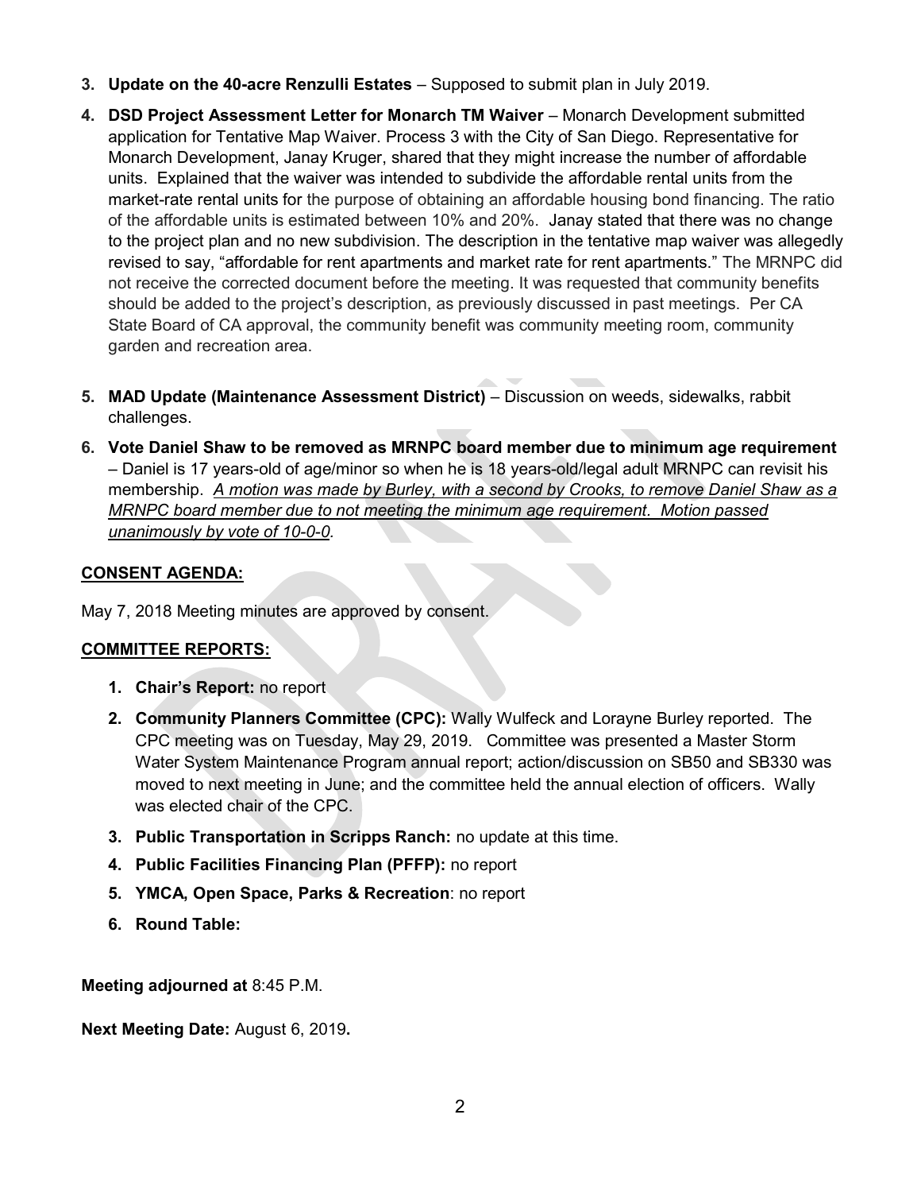3. **Update on the 40-acre Renzulli Estates** – Supposed to submit plan in July 2019.
4. **DSD Project Assessment Letter for Monarch TM Waiver** – Monarch Development submitted application for Tentative Map Waiver. Process 3 with the City of San Diego. Representative for Monarch Development, Janay Kruger, shared that they might increase the number of affordable units. Explained that the waiver was intended to subdivide the affordable rental units from the market-rate rental units for the purpose of obtaining an affordable housing bond financing. The ratio of the affordable units is estimated between 10% and 20%. Janay stated that there was no change to the project plan and no new subdivision. The description in the tentative map waiver was allegedly revised to say, "affordable for rent apartments and market rate for rent apartments." The MRNPC did not receive the corrected document before the meeting. It was requested that community benefits should be added to the project's description, as previously discussed in past meetings. Per CA State Board of CA approval, the community benefit was community meeting room, community garden and recreation area.
5. **MAD Update (Maintenance Assessment District)** – Discussion on weeds, sidewalks, rabbit challenges.
6. **Vote Daniel Shaw to be removed as MRNPC board member due to minimum age requirement** – Daniel is 17 years-old of age/minor so when he is 18 years-old/legal adult MRNPC can revisit his membership. *A motion was made by Burley, with a second by Crooks, to remove Daniel Shaw as a MRNPC board member due to not meeting the minimum age requirement. Motion passed unanimously by vote of 10-0-0.*

**CONSENT AGENDA:**

May 7, 2018 Meeting minutes are approved by consent.

**COMMITTEE REPORTS:**

1. **Chair's Report:** no report
2. **Community Planners Committee (CPC):** Wally Wulfeck and Lorayne Burley reported. The CPC meeting was on Tuesday, May 29, 2019. Committee was presented a Master Storm Water System Maintenance Program annual report; action/discussion on SB50 and SB330 was moved to next meeting in June; and the committee held the annual election of officers. Wally was elected chair of the CPC.
3. **Public Transportation in Scripps Ranch:** no update at this time.
4. **Public Facilities Financing Plan (PFFP):** no report
5. **YMCA, Open Space, Parks & Recreation**: no report
6. **Round Table:**

**Meeting adjourned at** 8:45 P.M.

**Next Meeting Date:** August 6, 2019**.**